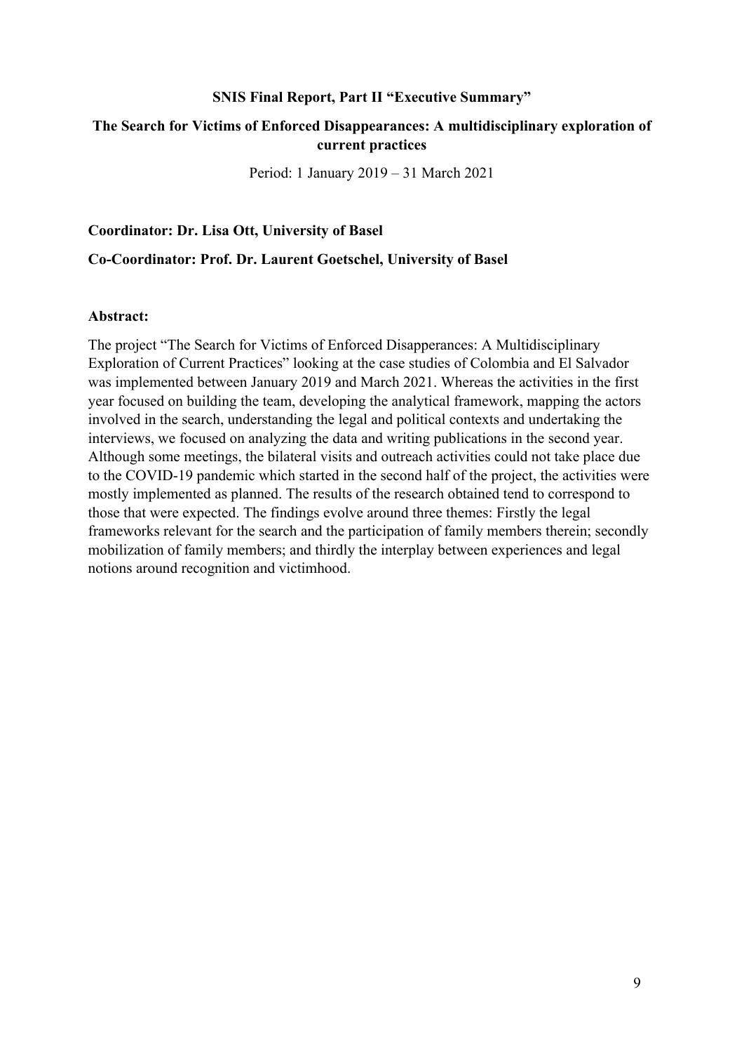**SNIS Final Report, Part II "Executive Summary"**

# The Search for Victims of Enforced Disappearances: A multidisciplinary exploration of current practices

Period: 1 January 2019 – 31 March 2021

**Coordinator: Dr. Lisa Ott, University of Basel**

**Co-Coordinator: Prof. Dr. Laurent Goetschel, University of Basel**

**Abstract:**

The project "The Search for Victims of Enforced Disapperances: A Multidisciplinary Exploration of Current Practices" looking at the case studies of Colombia and El Salvador was implemented between January 2019 and March 2021. Whereas the activities in the first year focused on building the team, developing the analytical framework, mapping the actors involved in the search, understanding the legal and political contexts and undertaking the interviews, we focused on analyzing the data and writing publications in the second year. Although some meetings, the bilateral visits and outreach activities could not take place due to the COVID-19 pandemic which started in the second half of the project, the activities were mostly implemented as planned. The results of the research obtained tend to correspond to those that were expected. The findings evolve around three themes: Firstly the legal frameworks relevant for the search and the participation of family members therein; secondly mobilization of family members; and thirdly the interplay between experiences and legal notions around recognition and victimhood.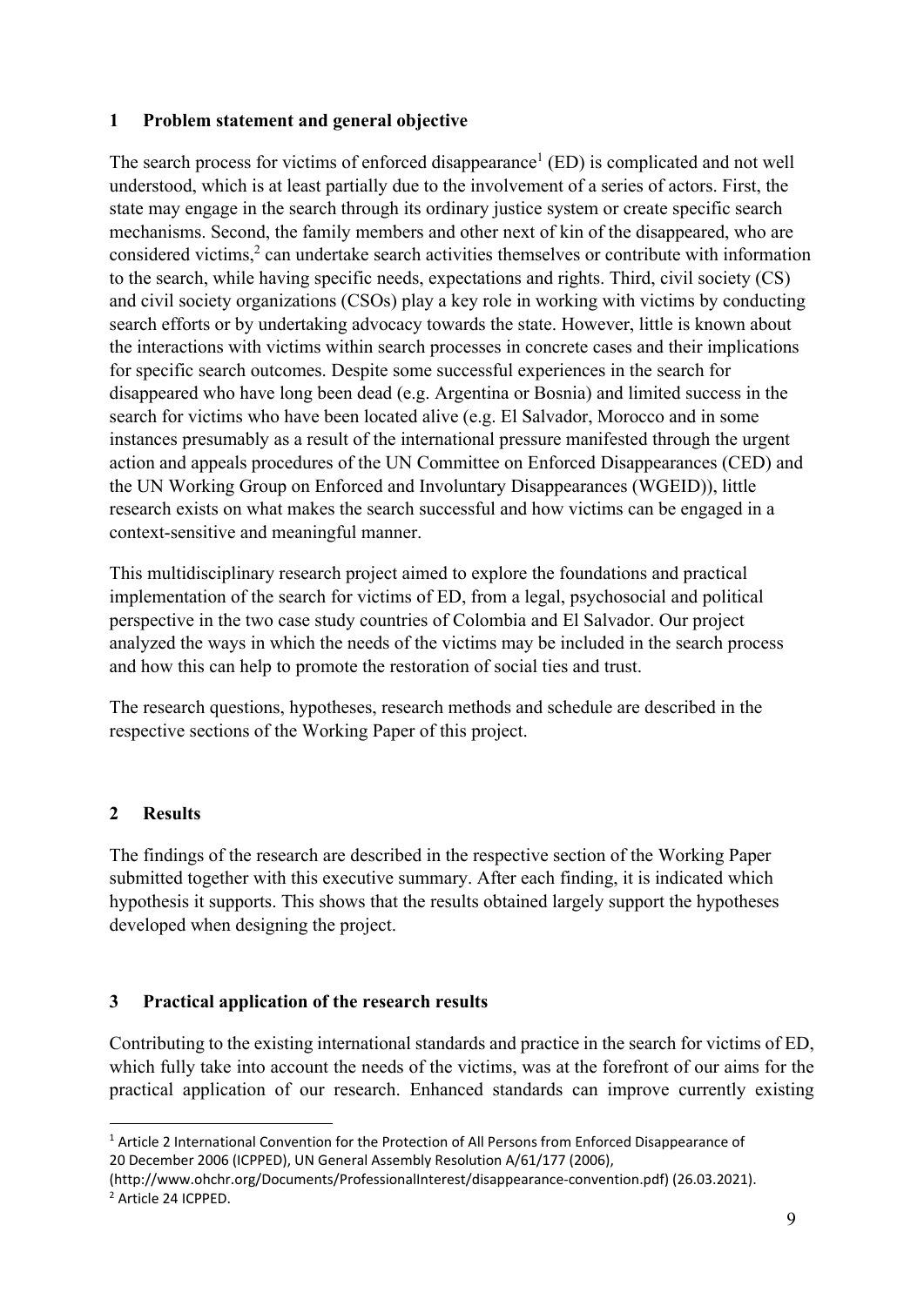## 1 Problem statement and general objective

The search process for victims of enforced disappearance[1] (ED) is complicated and not well understood, which is at least partially due to the involvement of a series of actors. First, the state may engage in the search through its ordinary justice system or create specific search mechanisms. Second, the family members and other next of kin of the disappeared, who are considered victims,[2] can undertake search activities themselves or contribute with information to the search, while having specific needs, expectations and rights. Third, civil society (CS) and civil society organizations (CSOs) play a key role in working with victims by conducting search efforts or by undertaking advocacy towards the state. However, little is known about the interactions with victims within search processes in concrete cases and their implications for specific search outcomes. Despite some successful experiences in the search for disappeared who have long been dead (e.g. Argentina or Bosnia) and limited success in the search for victims who have been located alive (e.g. El Salvador, Morocco and in some instances presumably as a result of the international pressure manifested through the urgent action and appeals procedures of the UN Committee on Enforced Disappearances (CED) and the UN Working Group on Enforced and Involuntary Disappearances (WGEID)), little research exists on what makes the search successful and how victims can be engaged in a context-sensitive and meaningful manner.

This multidisciplinary research project aimed to explore the foundations and practical implementation of the search for victims of ED, from a legal, psychosocial and political perspective in the two case study countries of Colombia and El Salvador. Our project analyzed the ways in which the needs of the victims may be included in the search process and how this can help to promote the restoration of social ties and trust.

The research questions, hypotheses, research methods and schedule are described in the respective sections of the Working Paper of this project.

## 2 Results

The findings of the research are described in the respective section of the Working Paper submitted together with this executive summary. After each finding, it is indicated which hypothesis it supports. This shows that the results obtained largely support the hypotheses developed when designing the project.

## 3 Practical application of the research results

Contributing to the existing international standards and practice in the search for victims of ED, which fully take into account the needs of the victims, was at the forefront of our aims for the practical application of our research. Enhanced standards can improve currently existing

---

[1] Article 2 International Convention for the Protection of All Persons from Enforced Disappearance of 20 December 2006 (ICPPED), UN General Assembly Resolution A/61/177 (2006), (http://www.ohchr.org/Documents/ProfessionalInterest/disappearance-convention.pdf) (26.03.2021).

[2] Article 24 ICPPED.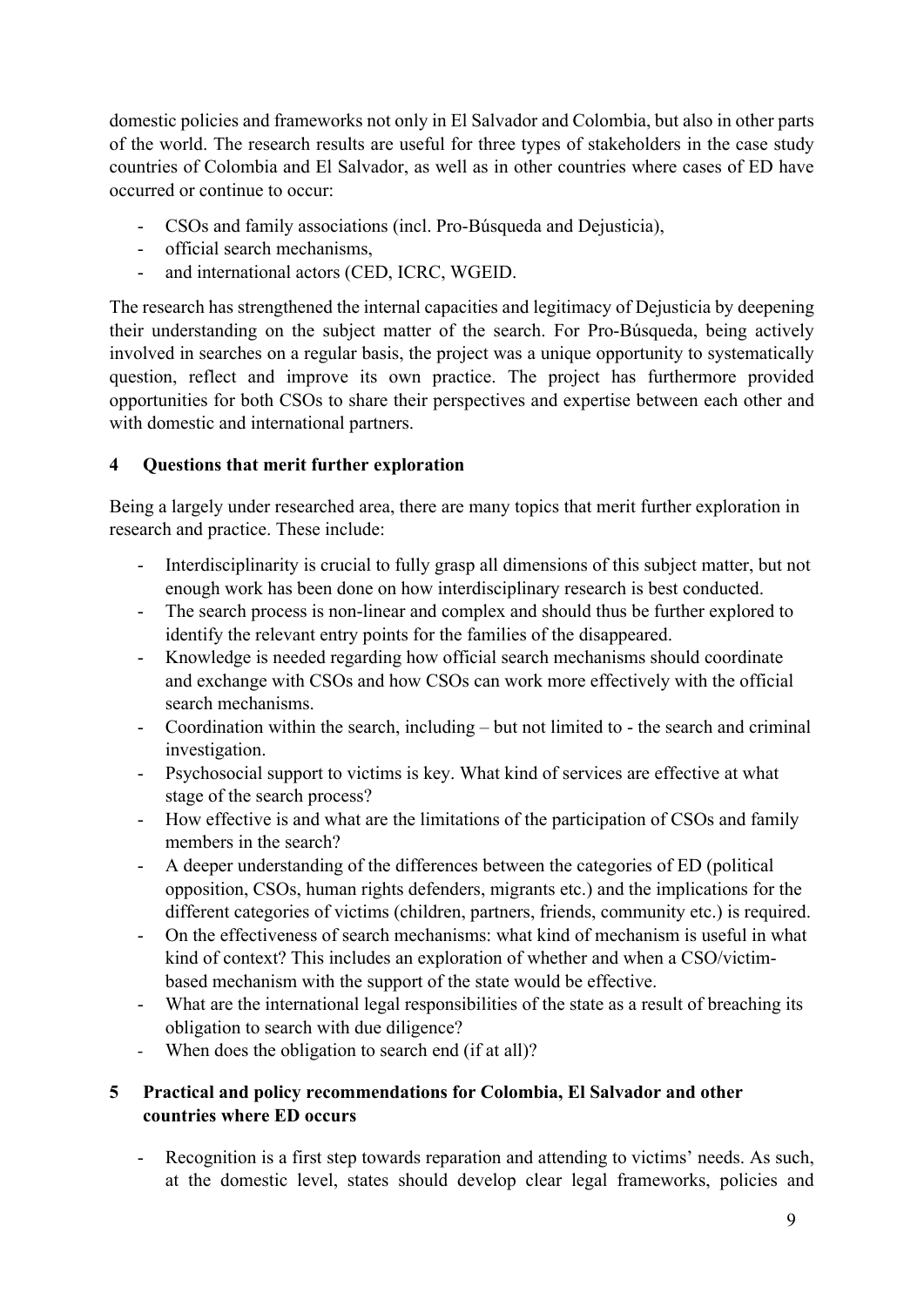domestic policies and frameworks not only in El Salvador and Colombia, but also in other parts of the world. The research results are useful for three types of stakeholders in the case study countries of Colombia and El Salvador, as well as in other countries where cases of ED have occurred or continue to occur:

- CSOs and family associations (incl. Pro-Búsqueda and Dejusticia),
- official search mechanisms,
- and international actors (CED, ICRC, WGEID.

The research has strengthened the internal capacities and legitimacy of Dejusticia by deepening their understanding on the subject matter of the search. For Pro-Búsqueda, being actively involved in searches on a regular basis, the project was a unique opportunity to systematically question, reflect and improve its own practice. The project has furthermore provided opportunities for both CSOs to share their perspectives and expertise between each other and with domestic and international partners.

## 4 Questions that merit further exploration

Being a largely under researched area, there are many topics that merit further exploration in research and practice. These include:

- Interdisciplinarity is crucial to fully grasp all dimensions of this subject matter, but not enough work has been done on how interdisciplinary research is best conducted.
- The search process is non-linear and complex and should thus be further explored to identify the relevant entry points for the families of the disappeared.
- Knowledge is needed regarding how official search mechanisms should coordinate and exchange with CSOs and how CSOs can work more effectively with the official search mechanisms.
- Coordination within the search, including – but not limited to - the search and criminal investigation.
- Psychosocial support to victims is key. What kind of services are effective at what stage of the search process?
- How effective is and what are the limitations of the participation of CSOs and family members in the search?
- A deeper understanding of the differences between the categories of ED (political opposition, CSOs, human rights defenders, migrants etc.) and the implications for the different categories of victims (children, partners, friends, community etc.) is required.
- On the effectiveness of search mechanisms: what kind of mechanism is useful in what kind of context? This includes an exploration of whether and when a CSO/victim-based mechanism with the support of the state would be effective.
- What are the international legal responsibilities of the state as a result of breaching its obligation to search with due diligence?
- When does the obligation to search end (if at all)?

## 5 Practical and policy recommendations for Colombia, El Salvador and other countries where ED occurs

- Recognition is a first step towards reparation and attending to victims' needs. As such, at the domestic level, states should develop clear legal frameworks, policies and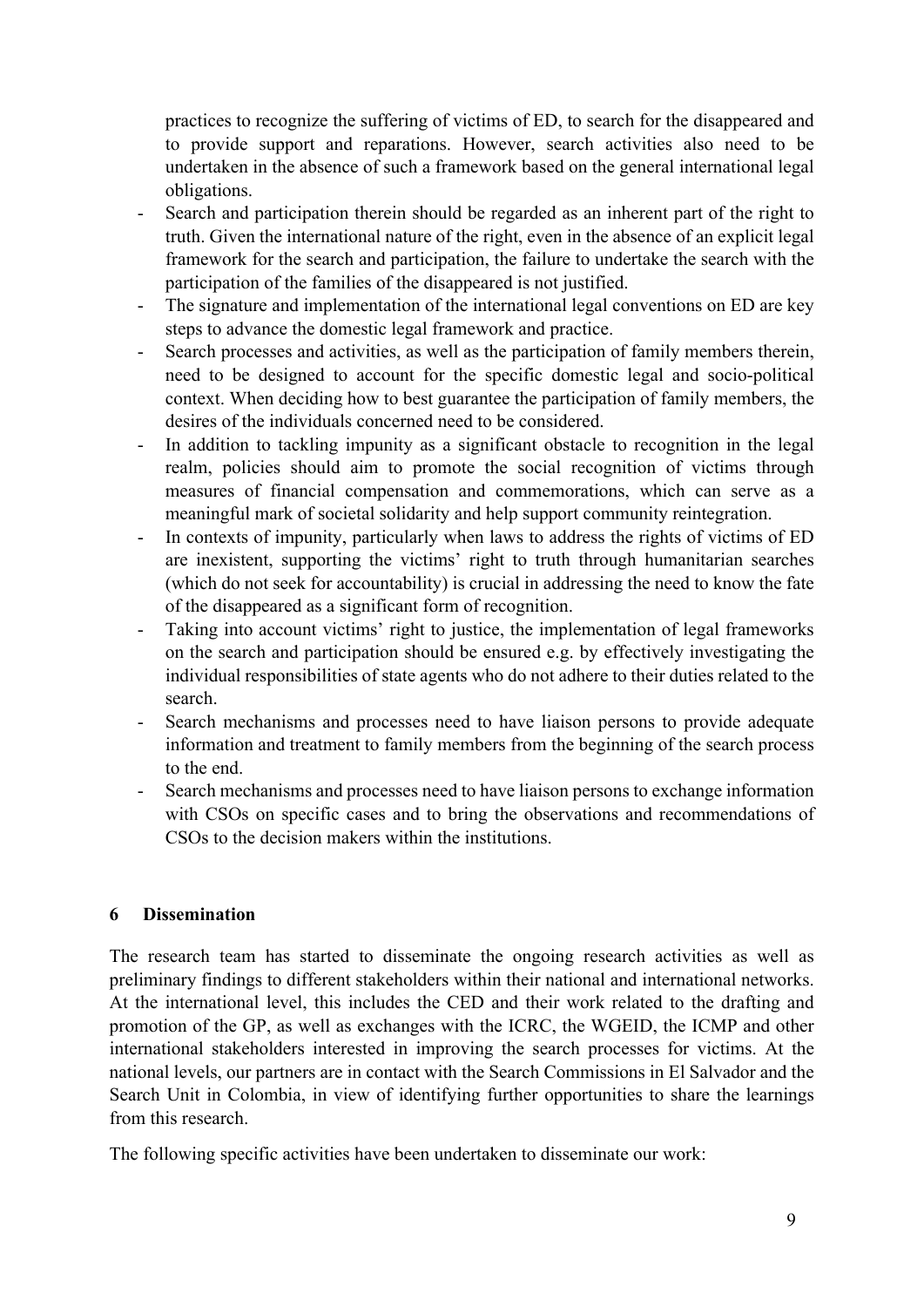practices to recognize the suffering of victims of ED, to search for the disappeared and to provide support and reparations. However, search activities also need to be undertaken in the absence of such a framework based on the general international legal obligations.

- Search and participation therein should be regarded as an inherent part of the right to truth. Given the international nature of the right, even in the absence of an explicit legal framework for the search and participation, the failure to undertake the search with the participation of the families of the disappeared is not justified.
- The signature and implementation of the international legal conventions on ED are key steps to advance the domestic legal framework and practice.
- Search processes and activities, as well as the participation of family members therein, need to be designed to account for the specific domestic legal and socio-political context. When deciding how to best guarantee the participation of family members, the desires of the individuals concerned need to be considered.
- In addition to tackling impunity as a significant obstacle to recognition in the legal realm, policies should aim to promote the social recognition of victims through measures of financial compensation and commemorations, which can serve as a meaningful mark of societal solidarity and help support community reintegration.
- In contexts of impunity, particularly when laws to address the rights of victims of ED are inexistent, supporting the victims' right to truth through humanitarian searches (which do not seek for accountability) is crucial in addressing the need to know the fate of the disappeared as a significant form of recognition.
- Taking into account victims' right to justice, the implementation of legal frameworks on the search and participation should be ensured e.g. by effectively investigating the individual responsibilities of state agents who do not adhere to their duties related to the search.
- Search mechanisms and processes need to have liaison persons to provide adequate information and treatment to family members from the beginning of the search process to the end.
- Search mechanisms and processes need to have liaison persons to exchange information with CSOs on specific cases and to bring the observations and recommendations of CSOs to the decision makers within the institutions.

## 6 Dissemination

The research team has started to disseminate the ongoing research activities as well as preliminary findings to different stakeholders within their national and international networks. At the international level, this includes the CED and their work related to the drafting and promotion of the GP, as well as exchanges with the ICRC, the WGEID, the ICMP and other international stakeholders interested in improving the search processes for victims. At the national levels, our partners are in contact with the Search Commissions in El Salvador and the Search Unit in Colombia, in view of identifying further opportunities to share the learnings from this research.

The following specific activities have been undertaken to disseminate our work: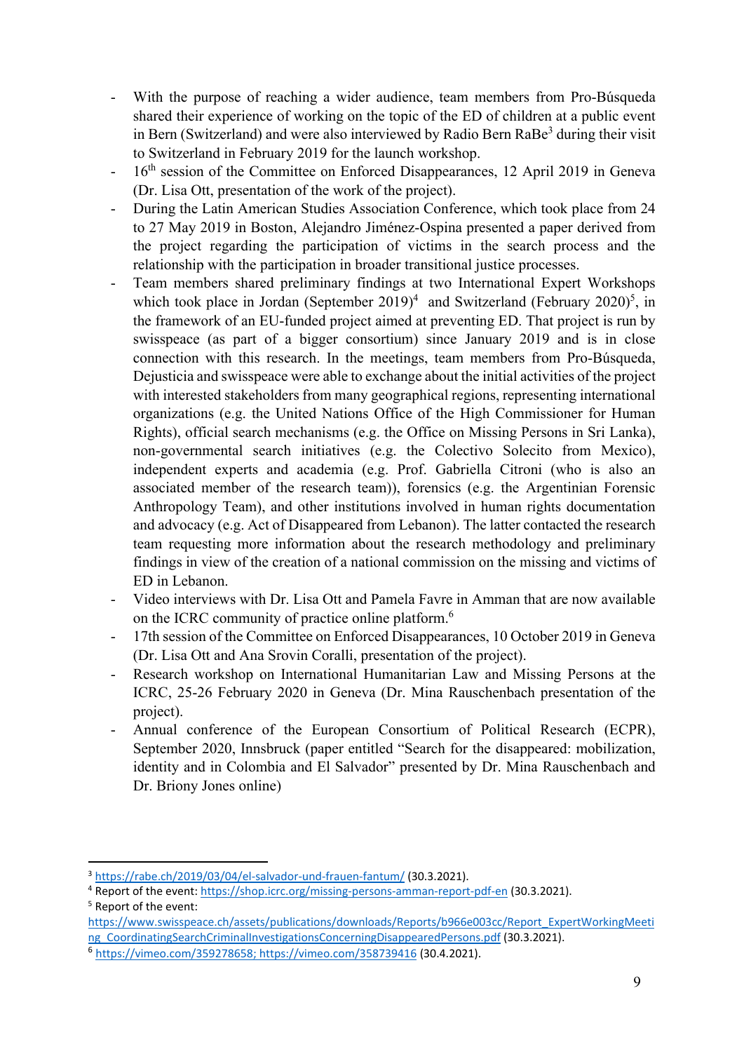- With the purpose of reaching a wider audience, team members from Pro-Búsqueda shared their experience of working on the topic of the ED of children at a public event in Bern (Switzerland) and were also interviewed by Radio Bern RaBe[3] during their visit to Switzerland in February 2019 for the launch workshop.
- 16th session of the Committee on Enforced Disappearances, 12 April 2019 in Geneva (Dr. Lisa Ott, presentation of the work of the project).
- During the Latin American Studies Association Conference, which took place from 24 to 27 May 2019 in Boston, Alejandro Jiménez-Ospina presented a paper derived from the project regarding the participation of victims in the search process and the relationship with the participation in broader transitional justice processes.
- Team members shared preliminary findings at two International Expert Workshops which took place in Jordan (September 2019)[4] and Switzerland (February 2020)[5], in the framework of an EU-funded project aimed at preventing ED. That project is run by swisspeace (as part of a bigger consortium) since January 2019 and is in close connection with this research. In the meetings, team members from Pro-Búsqueda, Dejusticia and swisspeace were able to exchange about the initial activities of the project with interested stakeholders from many geographical regions, representing international organizations (e.g. the United Nations Office of the High Commissioner for Human Rights), official search mechanisms (e.g. the Office on Missing Persons in Sri Lanka), non-governmental search initiatives (e.g. the Colectivo Solecito from Mexico), independent experts and academia (e.g. Prof. Gabriella Citroni (who is also an associated member of the research team)), forensics (e.g. the Argentinian Forensic Anthropology Team), and other institutions involved in human rights documentation and advocacy (e.g. Act of Disappeared from Lebanon). The latter contacted the research team requesting more information about the research methodology and preliminary findings in view of the creation of a national commission on the missing and victims of ED in Lebanon.
- Video interviews with Dr. Lisa Ott and Pamela Favre in Amman that are now available on the ICRC community of practice online platform.[6]
- 17th session of the Committee on Enforced Disappearances, 10 October 2019 in Geneva (Dr. Lisa Ott and Ana Srovin Coralli, presentation of the project).
- Research workshop on International Humanitarian Law and Missing Persons at the ICRC, 25-26 February 2020 in Geneva (Dr. Mina Rauschenbach presentation of the project).
- Annual conference of the European Consortium of Political Research (ECPR), September 2020, Innsbruck (paper entitled "Search for the disappeared: mobilization, identity and in Colombia and El Salvador" presented by Dr. Mina Rauschenbach and Dr. Briony Jones online)

---

[3] https://rabe.ch/2019/03/04/el-salvador-und-frauen-fantum/ (30.3.2021).

[4] Report of the event: https://shop.icrc.org/missing-persons-amman-report-pdf-en (30.3.2021).

[5] Report of the event: https://www.swisspeace.ch/assets/publications/downloads/Reports/b966e003cc/Report_ExpertWorkingMeeting_CoordinatingSearchCriminalInvestigationsConcerningDisappearedPersons.pdf (30.3.2021).

[6] https://vimeo.com/359278658; https://vimeo.com/358739416 (30.4.2021).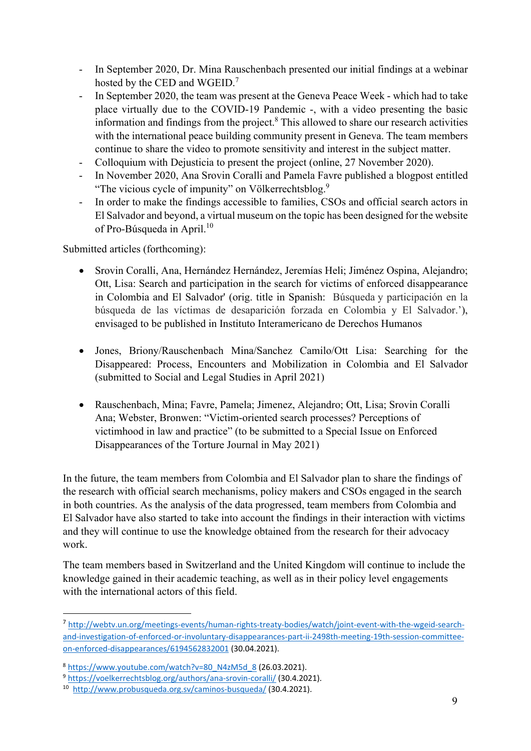- In September 2020, Dr. Mina Rauschenbach presented our initial findings at a webinar hosted by the CED and WGEID.[7]
- In September 2020, the team was present at the Geneva Peace Week - which had to take place virtually due to the COVID-19 Pandemic -, with a video presenting the basic information and findings from the project.[8] This allowed to share our research activities with the international peace building community present in Geneva. The team members continue to share the video to promote sensitivity and interest in the subject matter.
- Colloquium with Dejusticia to present the project (online, 27 November 2020).
- In November 2020, Ana Srovin Coralli and Pamela Favre published a blogpost entitled "The vicious cycle of impunity" on Völkerrechtsblog.[9]
- In order to make the findings accessible to families, CSOs and official search actors in El Salvador and beyond, a virtual museum on the topic has been designed for the website of Pro-Búsqueda in April.[10]

Submitted articles (forthcoming):

- Srovin Coralli, Ana, Hernández Hernández, Jeremías Heli; Jiménez Ospina, Alejandro; Ott, Lisa: Search and participation in the search for victims of enforced disappearance in Colombia and El Salvador' (orig. title in Spanish: Búsqueda y participación en la búsqueda de las víctimas de desaparición forzada en Colombia y El Salvador.'), envisaged to be published in Instituto Interamericano de Derechos Humanos

- Jones, Briony/Rauschenbach Mina/Sanchez Camilo/Ott Lisa: Searching for the Disappeared: Process, Encounters and Mobilization in Colombia and El Salvador (submitted to Social and Legal Studies in April 2021)

- Rauschenbach, Mina; Favre, Pamela; Jimenez, Alejandro; Ott, Lisa; Srovin Coralli Ana; Webster, Bronwen: "Victim-oriented search processes? Perceptions of victimhood in law and practice" (to be submitted to a Special Issue on Enforced Disappearances of the Torture Journal in May 2021)

In the future, the team members from Colombia and El Salvador plan to share the findings of the research with official search mechanisms, policy makers and CSOs engaged in the search in both countries. As the analysis of the data progressed, team members from Colombia and El Salvador have also started to take into account the findings in their interaction with victims and they will continue to use the knowledge obtained from the research for their advocacy work.

The team members based in Switzerland and the United Kingdom will continue to include the knowledge gained in their academic teaching, as well as in their policy level engagements with the international actors of this field.

---

[7] http://webtv.un.org/meetings-events/human-rights-treaty-bodies/watch/joint-event-with-the-wgeid-search-and-investigation-of-enforced-or-involuntary-disappearances-part-ii-2498th-meeting-19th-session-committee-on-enforced-disappearances/6194562832001 (30.04.2021).

[8] https://www.youtube.com/watch?v=80_N4zM5d_8 (26.03.2021).

[9] https://voelkerrechtsblog.org/authors/ana-srovin-coralli/ (30.4.2021).

[10] http://www.probusqueda.org.sv/caminos-busqueda/ (30.4.2021).